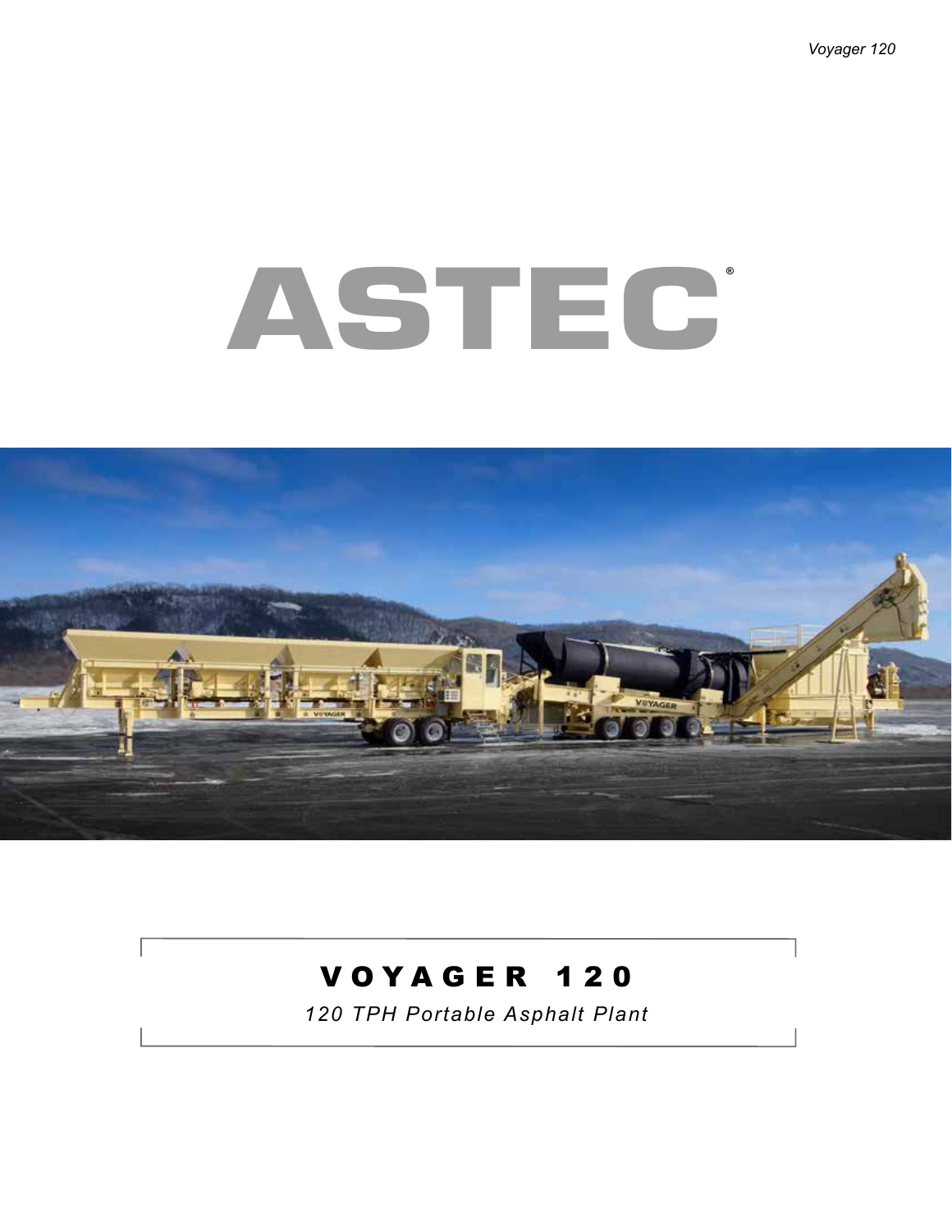# ASTEC®

## VOYAGER 120

*120 TPH Portable Asphalt Plant*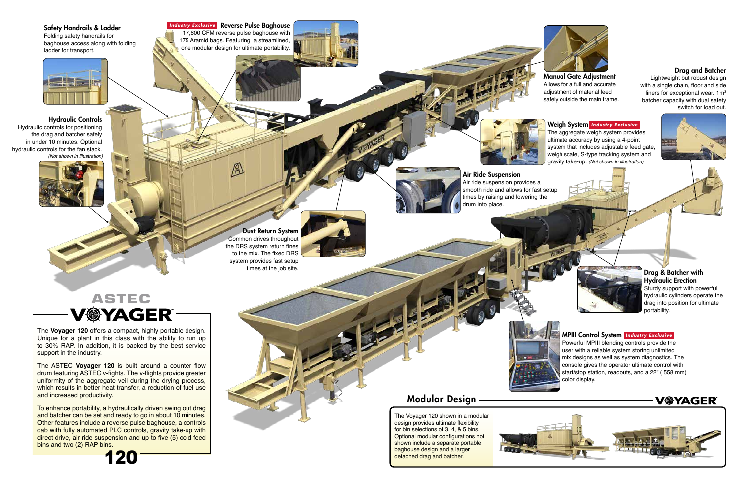## Safety Handrails & Ladder

Folding safety handrails for baghouse access along with folding ladder for transport.

## Reverse Pulse Baghouse

**Industry Exclusive**

17,600 CFM reverse pulse baghouse with 175 Aramid bags. Featuring a streamlined, one modular design for ultimate portability.

## Manual Gate Adjustment

Allows for a full and accurate adjustment of material feed safely outside the main frame.

## Drag and Batcher

Lightweight but robust design with a single chain, floor and side liners for exceptional wear. 1m$^3$ batcher capacity with dual safety switch for load out.

## Hydraulic Controls

Hydraulic controls for positioning the drag and batcher safely in under 10 minutes. Optional hydraulic controls for the fan stack. *(Not shown in illustration)*

## Weigh System

**Industry Exclusive**

The aggregate weigh system provides ultimate accuracy by using a 4-point system that includes adjustable feed gate, weigh scale, S-type tracking system and gravity take-up. *(Not shown in illustration)*

## Air Ride Suspension

Air ride suspension provides a smooth ride and allows for fast setup times by raising and lowering the drum into place.

## Dust Return System

Common drives throughout the DRS system return fines to the mix. The fixed DRS system provides fast setup times at the job site.

## Drag & Batcher with Hydraulic Erection

Sturdy support with powerful hydraulic cylinders operate the drag into position for ultimate portability.

## MPIII Control System

**Industry Exclusive**

Powerful MPIII blending controls provide the user with a reliable system storing unlimited mix designs as well as system diagnostics. The console gives the operator ultimate control with start/stop station, readouts, and a 22" ( 558 mm) color display.

# ASTEC VOYAGER 120

The **Voyager 120** offers a compact, highly portable design. Unique for a plant in this class with the ability to run up to 30% RAP. In addition, it is backed by the best service support in the industry.

The ASTEC **Voyager 120** is built around a counter flow drum featuring ASTEC v-fights. The v-flights provide greater uniformity of the aggregate veil during the drying process, which results in better heat transfer, a reduction of fuel use and increased productivity.

To enhance portability, a hydraulically driven swing out drag and batcher can be set and ready to go in about 10 minutes. Other features include a reverse pulse baghouse, a controls cab with fully automated PLC controls, gravity take-up with direct drive, air ride suspension and up to five (5) cold feed bins and two (2) RAP bins.

## Modular Design

The Voyager 120 shown in a modular design provides ultimate flexibility for bin selections of 3, 4, & 5 bins. Optional modular configurations not shown include a separate portable baghouse design and a larger detached drag and batcher.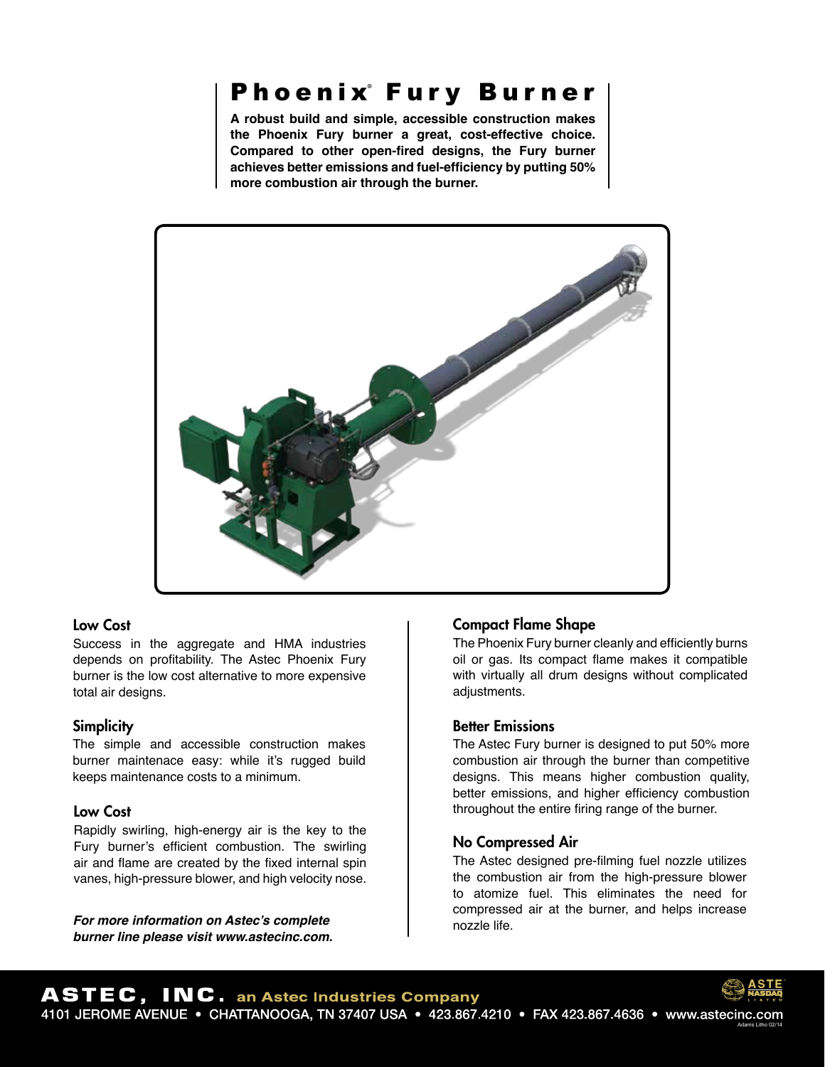# Phoenix® Fury Burner

**A robust build and simple, accessible construction makes the Phoenix Fury burner a great, cost-effective choice. Compared to other open-fired designs, the Fury burner achieves better emissions and fuel-efficiency by putting 50% more combustion air through the burner.**

### Low Cost

Success in the aggregate and HMA industries depends on profitability. The Astec Phoenix Fury burner is the low cost alternative to more expensive total air designs.

### Simplicity

The simple and accessible construction makes burner maintenace easy: while it's rugged build keeps maintenance costs to a minimum.

### Low Cost

Rapidly swirling, high-energy air is the key to the Fury burner's efficient combustion. The swirling air and flame are created by the fixed internal spin vanes, high-pressure blower, and high velocity nose.

***For more information on Astec's complete burner line please visit www.astecinc.com.***

### Compact Flame Shape

The Phoenix Fury burner cleanly and efficiently burns oil or gas. Its compact flame makes it compatible with virtually all drum designs without complicated adjustments.

### Better Emissions

The Astec Fury burner is designed to put 50% more combustion air through the burner than competitive designs. This means higher combustion quality, better emissions, and higher efficiency combustion throughout the entire firing range of the burner.

### No Compressed Air

The Astec designed pre-filming fuel nozzle utilizes the combustion air from the high-pressure blower to atomize fuel. This eliminates the need for compressed air at the burner, and helps increase nozzle life.

**ASTEC, INC.** an Astec Industries Company

4101 JEROME AVENUE • CHATTANOOGA, TN 37407 USA • 423.867.4210 • FAX 423.867.4636 • www.astecinc.com

Adams Litho 02/14